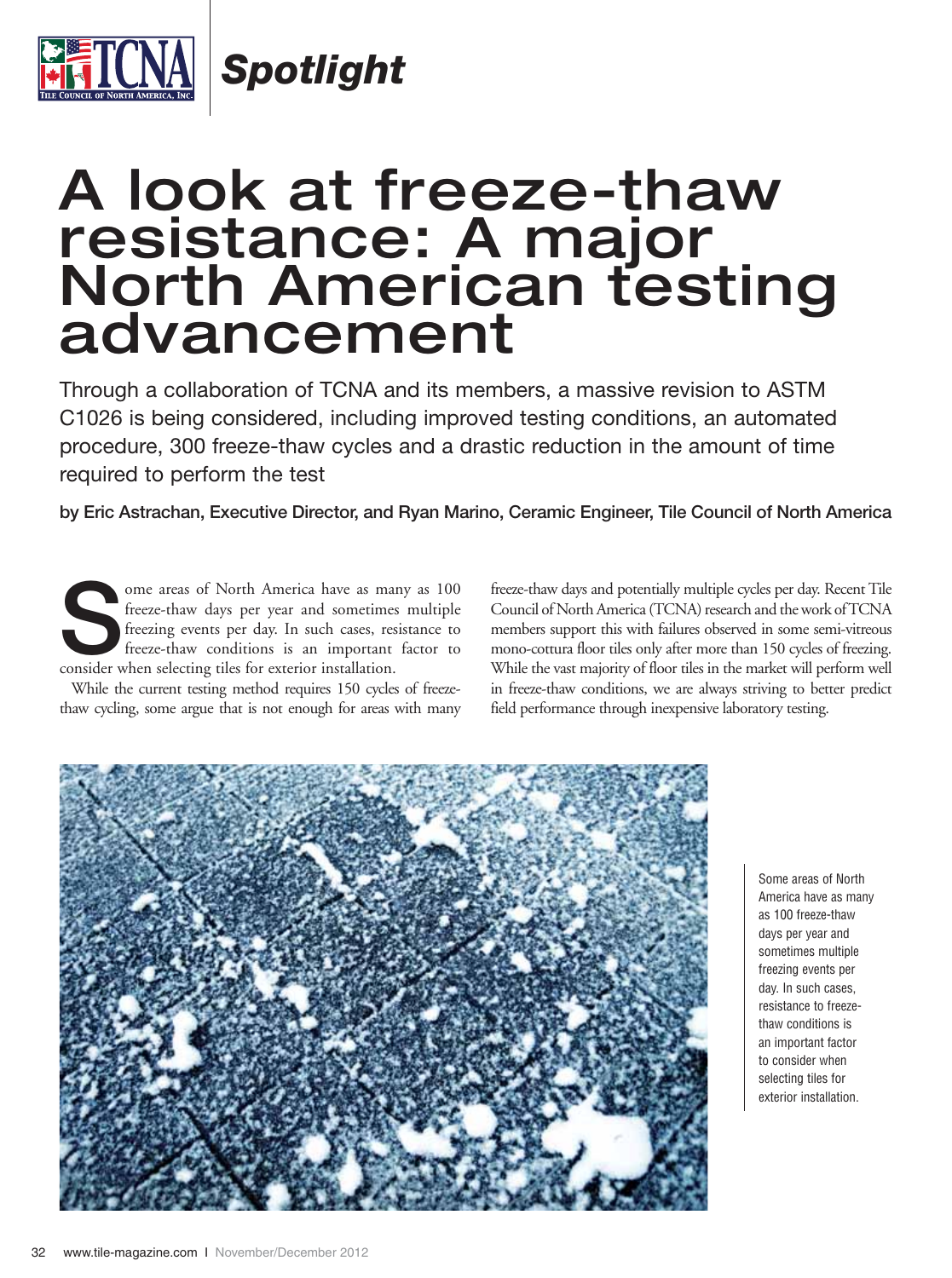*Spotlight*

# A look at freeze-thaw resistance: A major North American testing advancement

Through a collaboration of TCNA and its members, a massive revision to ASTM C1026 is being considered, including improved testing conditions, an automated procedure, 300 freeze-thaw cycles and a drastic reduction in the amount of time required to perform the test

**by Eric Astrachan, Executive Director, and Ryan Marino, Ceramic Engineer, Tile Council of North America**

Some areas of North America have as many as 100 freeze-thaw days per year and sometimes multiple freezing events per day. In such cases, resistance to freeze-thaw conditions is an important factor to consider when selecting tiles for exterior installation.

While the current testing method requires 150 cycles of freeze-thaw cycling, some argue that is not enough for areas with many freeze-thaw days and potentially multiple cycles per day. Recent Tile Council of North America (TCNA) research and the work of TCNA members support this with failures observed in some semi-vitreous mono-cottura floor tiles only after more than 150 cycles of freezing. While the vast majority of floor tiles in the market will perform well in freeze-thaw conditions, we are always striving to better predict field performance through inexpensive laboratory testing.

Some areas of North America have as many as 100 freeze-thaw days per year and sometimes multiple freezing events per day. In such cases, resistance to freeze-thaw conditions is an important factor to consider when selecting tiles for exterior installation.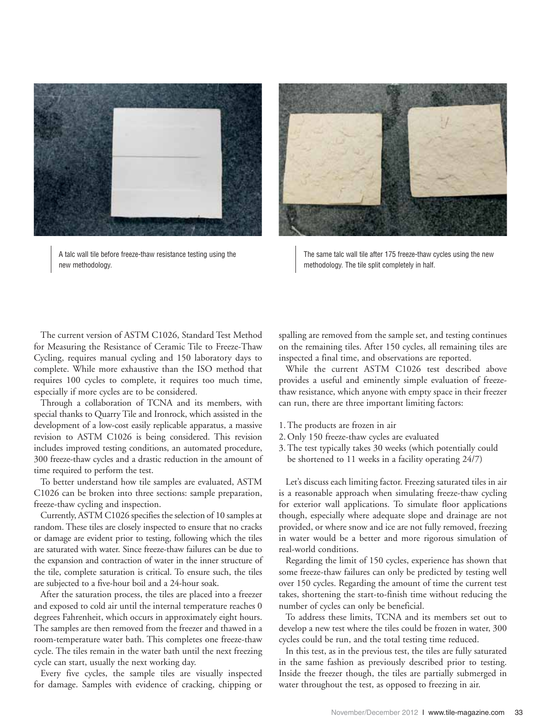A talc wall tile before freeze-thaw resistance testing using the new methodology.

The same talc wall tile after 175 freeze-thaw cycles using the new methodology. The tile split completely in half.

The current version of ASTM C1026, Standard Test Method for Measuring the Resistance of Ceramic Tile to Freeze-Thaw Cycling, requires manual cycling and 150 laboratory days to complete. While more exhaustive than the ISO method that requires 100 cycles to complete, it requires too much time, especially if more cycles are to be considered.

Through a collaboration of TCNA and its members, with special thanks to Quarry Tile and Ironrock, which assisted in the development of a low-cost easily replicable apparatus, a massive revision to ASTM C1026 is being considered. This revision includes improved testing conditions, an automated procedure, 300 freeze-thaw cycles and a drastic reduction in the amount of time required to perform the test.

To better understand how tile samples are evaluated, ASTM C1026 can be broken into three sections: sample preparation, freeze-thaw cycling and inspection.

Currently, ASTM C1026 specifies the selection of 10 samples at random. These tiles are closely inspected to ensure that no cracks or damage are evident prior to testing, following which the tiles are saturated with water. Since freeze-thaw failures can be due to the expansion and contraction of water in the inner structure of the tile, complete saturation is critical. To ensure such, the tiles are subjected to a five-hour boil and a 24-hour soak.

After the saturation process, the tiles are placed into a freezer and exposed to cold air until the internal temperature reaches 0 degrees Fahrenheit, which occurs in approximately eight hours. The samples are then removed from the freezer and thawed in a room-temperature water bath. This completes one freeze-thaw cycle. The tiles remain in the water bath until the next freezing cycle can start, usually the next working day.

Every five cycles, the sample tiles are visually inspected for damage. Samples with evidence of cracking, chipping or spalling are removed from the sample set, and testing continues on the remaining tiles. After 150 cycles, all remaining tiles are inspected a final time, and observations are reported.

While the current ASTM C1026 test described above provides a useful and eminently simple evaluation of freeze-thaw resistance, which anyone with empty space in their freezer can run, there are three important limiting factors:

1. The products are frozen in air
2. Only 150 freeze-thaw cycles are evaluated
3. The test typically takes 30 weeks (which potentially could be shortened to 11 weeks in a facility operating 24/7)

Let's discuss each limiting factor. Freezing saturated tiles in air is a reasonable approach when simulating freeze-thaw cycling for exterior wall applications. To simulate floor applications though, especially where adequate slope and drainage are not provided, or where snow and ice are not fully removed, freezing in water would be a better and more rigorous simulation of real-world conditions.

Regarding the limit of 150 cycles, experience has shown that some freeze-thaw failures can only be predicted by testing well over 150 cycles. Regarding the amount of time the current test takes, shortening the start-to-finish time without reducing the number of cycles can only be beneficial.

To address these limits, TCNA and its members set out to develop a new test where the tiles could be frozen in water, 300 cycles could be run, and the total testing time reduced.

In this test, as in the previous test, the tiles are fully saturated in the same fashion as previously described prior to testing. Inside the freezer though, the tiles are partially submerged in water throughout the test, as opposed to freezing in air.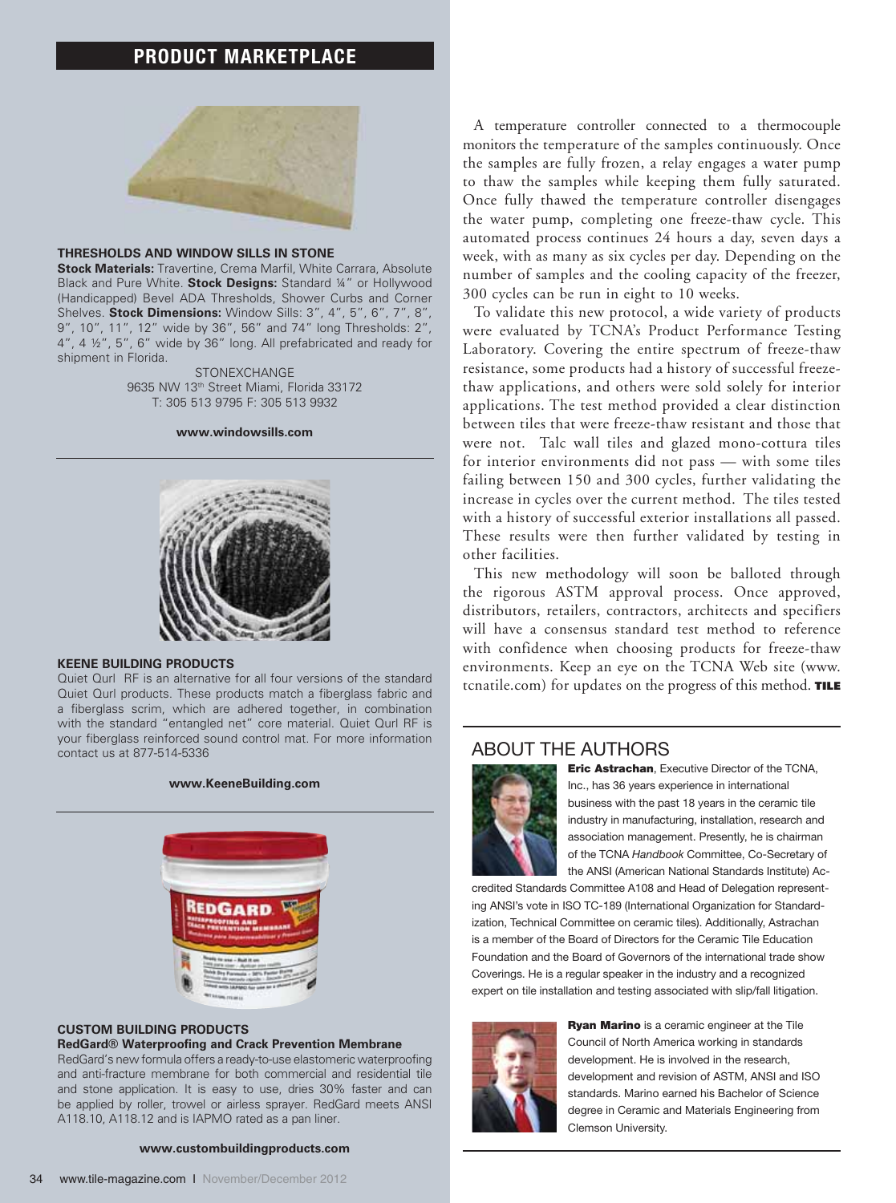## PRODUCT MARKETPLACE

**THRESHOLDS AND WINDOW SILLS IN STONE**

**Stock Materials:** Travertine, Crema Marfil, White Carrara, Absolute Black and Pure White. **Stock Designs:** Standard ¼" or Hollywood (Handicapped) Bevel ADA Thresholds, Shower Curbs and Corner Shelves. **Stock Dimensions:** Window Sills: 3", 4", 5", 6", 7", 8", 9", 10", 11", 12" wide by 36", 56" and 74" long Thresholds: 2", 4", 4 ½", 5", 6" wide by 36" long. All prefabricated and ready for shipment in Florida.

STONEXCHANGE
9635 NW 13th Street Miami, Florida 33172
T: 305 513 9795 F: 305 513 9932

**www.windowsills.com**

**KEENE BUILDING PRODUCTS**

Quiet Qurl RF is an alternative for all four versions of the standard Quiet Qurl products. These products match a fiberglass fabric and a fiberglass scrim, which are adhered together, in combination with the standard "entangled net" core material. Quiet Qurl RF is your fiberglass reinforced sound control mat. For more information contact us at 877-514-5336

**www.KeeneBuilding.com**

**CUSTOM BUILDING PRODUCTS**
**RedGard® Waterproofing and Crack Prevention Membrane**

RedGard's new formula offers a ready-to-use elastomeric waterproofing and anti-fracture membrane for both commercial and residential tile and stone application. It is easy to use, dries 30% faster and can be applied by roller, trowel or airless sprayer. RedGard meets ANSI A118.10, A118.12 and is IAPMO rated as a pan liner.

**www.custombuildingproducts.com**

A temperature controller connected to a thermocouple monitors the temperature of the samples continuously. Once the samples are fully frozen, a relay engages a water pump to thaw the samples while keeping them fully saturated. Once fully thawed the temperature controller disengages the water pump, completing one freeze-thaw cycle. This automated process continues 24 hours a day, seven days a week, with as many as six cycles per day. Depending on the number of samples and the cooling capacity of the freezer, 300 cycles can be run in eight to 10 weeks.

To validate this new protocol, a wide variety of products were evaluated by TCNA's Product Performance Testing Laboratory. Covering the entire spectrum of freeze-thaw resistance, some products had a history of successful freeze-thaw applications, and others were sold solely for interior applications. The test method provided a clear distinction between tiles that were freeze-thaw resistant and those that were not. Talc wall tiles and glazed mono-cottura tiles for interior environments did not pass — with some tiles failing between 150 and 300 cycles, further validating the increase in cycles over the current method. The tiles tested with a history of successful exterior installations all passed. These results were then further validated by testing in other facilities.

This new methodology will soon be balloted through the rigorous ASTM approval process. Once approved, distributors, retailers, contractors, architects and specifiers will have a consensus standard test method to reference with confidence when choosing products for freeze-thaw environments. Keep an eye on the TCNA Web site (www.tcnatile.com) for updates on the progress of this method. **TILE**

## ABOUT THE AUTHORS

**Eric Astrachan**, Executive Director of the TCNA, Inc., has 36 years experience in international business with the past 18 years in the ceramic tile industry in manufacturing, installation, research and association management. Presently, he is chairman of the TCNA *Handbook* Committee, Co-Secretary of the ANSI (American National Standards Institute) Accredited Standards Committee A108 and Head of Delegation representing ANSI's vote in ISO TC-189 (International Organization for Standardization, Technical Committee on ceramic tiles). Additionally, Astrachan is a member of the Board of Directors for the Ceramic Tile Education Foundation and the Board of Governors of the international trade show Coverings. He is a regular speaker in the industry and a recognized expert on tile installation and testing associated with slip/fall litigation.

**Ryan Marino** is a ceramic engineer at the Tile Council of North America working in standards development. He is involved in the research, development and revision of ASTM, ANSI and ISO standards. Marino earned his Bachelor of Science degree in Ceramic and Materials Engineering from Clemson University.